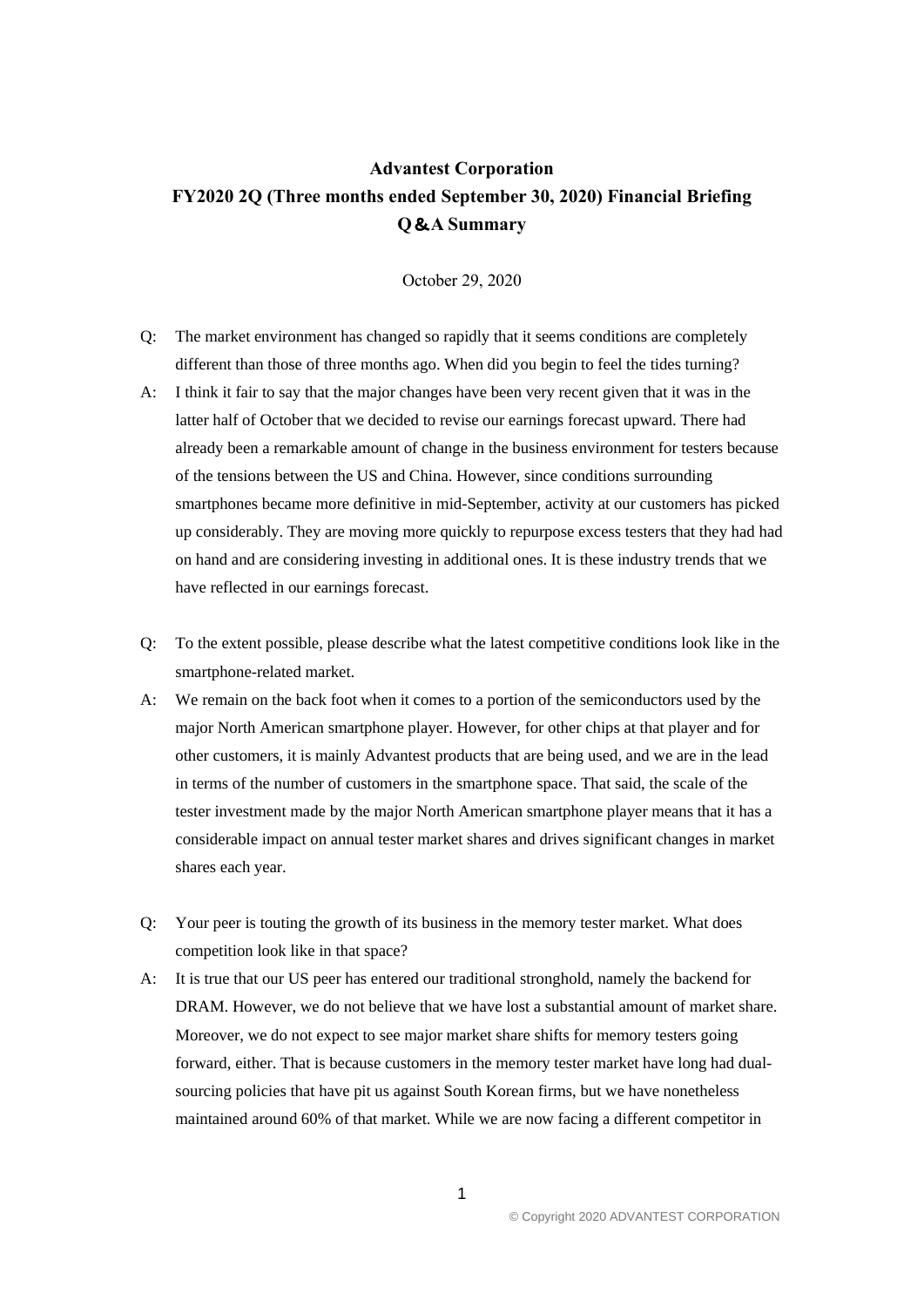# Advantest Corporation
## FY2020 2Q (Three months ended September 30, 2020) Financial Briefing
## Q＆A Summary

October 29, 2020

Q: The market environment has changed so rapidly that it seems conditions are completely different than those of three months ago. When did you begin to feel the tides turning?

A: I think it fair to say that the major changes have been very recent given that it was in the latter half of October that we decided to revise our earnings forecast upward. There had already been a remarkable amount of change in the business environment for testers because of the tensions between the US and China. However, since conditions surrounding smartphones became more definitive in mid-September, activity at our customers has picked up considerably. They are moving more quickly to repurpose excess testers that they had had on hand and are considering investing in additional ones. It is these industry trends that we have reflected in our earnings forecast.

Q: To the extent possible, please describe what the latest competitive conditions look like in the smartphone-related market.

A: We remain on the back foot when it comes to a portion of the semiconductors used by the major North American smartphone player. However, for other chips at that player and for other customers, it is mainly Advantest products that are being used, and we are in the lead in terms of the number of customers in the smartphone space. That said, the scale of the tester investment made by the major North American smartphone player means that it has a considerable impact on annual tester market shares and drives significant changes in market shares each year.

Q: Your peer is touting the growth of its business in the memory tester market. What does competition look like in that space?

A: It is true that our US peer has entered our traditional stronghold, namely the backend for DRAM. However, we do not believe that we have lost a substantial amount of market share. Moreover, we do not expect to see major market share shifts for memory testers going forward, either. That is because customers in the memory tester market have long had dual-sourcing policies that have pit us against South Korean firms, but we have nonetheless maintained around 60% of that market. While we are now facing a different competitor in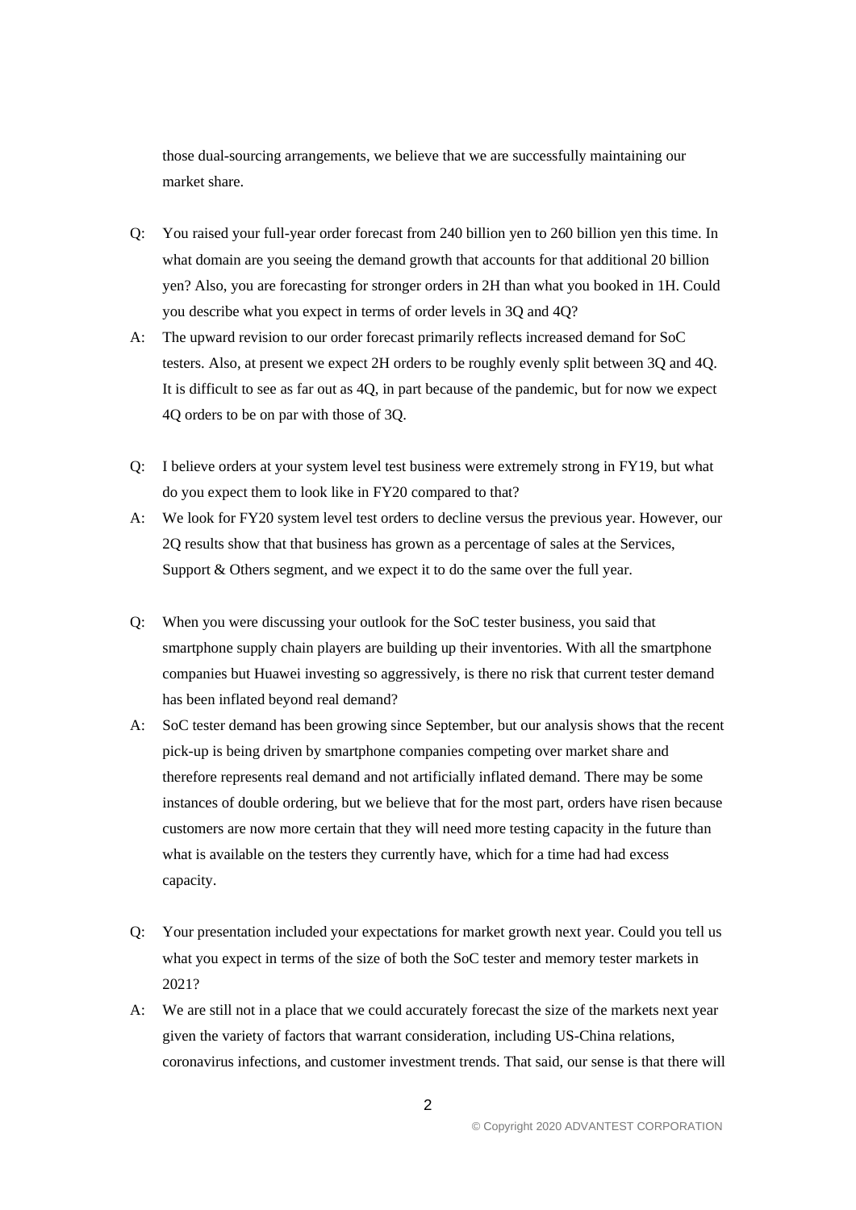those dual-sourcing arrangements, we believe that we are successfully maintaining our market share.

Q: You raised your full-year order forecast from 240 billion yen to 260 billion yen this time. In what domain are you seeing the demand growth that accounts for that additional 20 billion yen? Also, you are forecasting for stronger orders in 2H than what you booked in 1H. Could you describe what you expect in terms of order levels in 3Q and 4Q?

A: The upward revision to our order forecast primarily reflects increased demand for SoC testers. Also, at present we expect 2H orders to be roughly evenly split between 3Q and 4Q. It is difficult to see as far out as 4Q, in part because of the pandemic, but for now we expect 4Q orders to be on par with those of 3Q.

Q: I believe orders at your system level test business were extremely strong in FY19, but what do you expect them to look like in FY20 compared to that?

A: We look for FY20 system level test orders to decline versus the previous year. However, our 2Q results show that that business has grown as a percentage of sales at the Services, Support & Others segment, and we expect it to do the same over the full year.

Q: When you were discussing your outlook for the SoC tester business, you said that smartphone supply chain players are building up their inventories. With all the smartphone companies but Huawei investing so aggressively, is there no risk that current tester demand has been inflated beyond real demand?

A: SoC tester demand has been growing since September, but our analysis shows that the recent pick-up is being driven by smartphone companies competing over market share and therefore represents real demand and not artificially inflated demand. There may be some instances of double ordering, but we believe that for the most part, orders have risen because customers are now more certain that they will need more testing capacity in the future than what is available on the testers they currently have, which for a time had had excess capacity.

Q: Your presentation included your expectations for market growth next year. Could you tell us what you expect in terms of the size of both the SoC tester and memory tester markets in 2021?

A: We are still not in a place that we could accurately forecast the size of the markets next year given the variety of factors that warrant consideration, including US-China relations, coronavirus infections, and customer investment trends. That said, our sense is that there will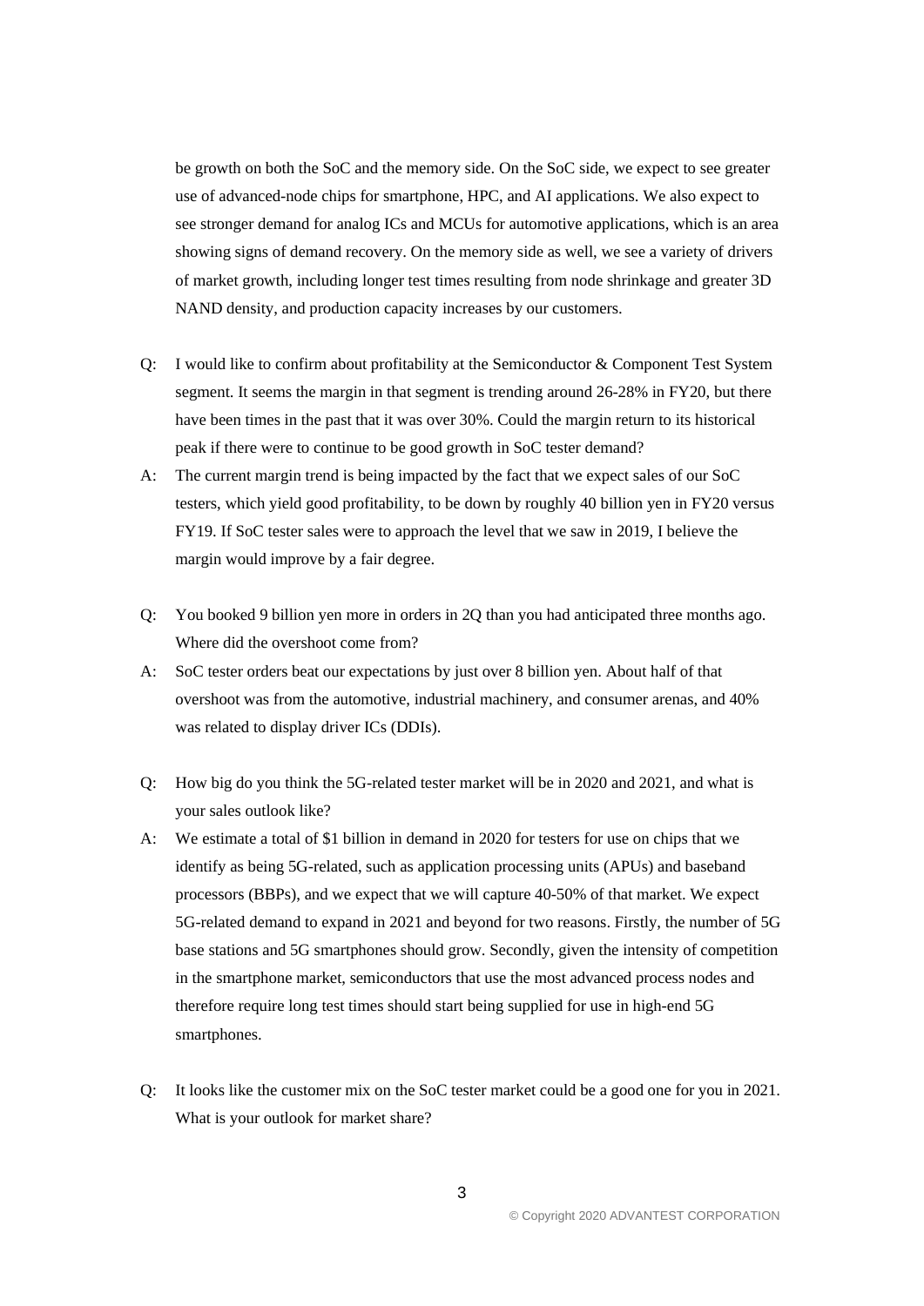be growth on both the SoC and the memory side. On the SoC side, we expect to see greater use of advanced-node chips for smartphone, HPC, and AI applications. We also expect to see stronger demand for analog ICs and MCUs for automotive applications, which is an area showing signs of demand recovery. On the memory side as well, we see a variety of drivers of market growth, including longer test times resulting from node shrinkage and greater 3D NAND density, and production capacity increases by our customers.

Q: I would like to confirm about profitability at the Semiconductor & Component Test System segment. It seems the margin in that segment is trending around 26-28% in FY20, but there have been times in the past that it was over 30%. Could the margin return to its historical peak if there were to continue to be good growth in SoC tester demand?

A: The current margin trend is being impacted by the fact that we expect sales of our SoC testers, which yield good profitability, to be down by roughly 40 billion yen in FY20 versus FY19. If SoC tester sales were to approach the level that we saw in 2019, I believe the margin would improve by a fair degree.

Q: You booked 9 billion yen more in orders in 2Q than you had anticipated three months ago. Where did the overshoot come from?

A: SoC tester orders beat our expectations by just over 8 billion yen. About half of that overshoot was from the automotive, industrial machinery, and consumer arenas, and 40% was related to display driver ICs (DDIs).

Q: How big do you think the 5G-related tester market will be in 2020 and 2021, and what is your sales outlook like?

A: We estimate a total of $1 billion in demand in 2020 for testers for use on chips that we identify as being 5G-related, such as application processing units (APUs) and baseband processors (BBPs), and we expect that we will capture 40-50% of that market. We expect 5G-related demand to expand in 2021 and beyond for two reasons. Firstly, the number of 5G base stations and 5G smartphones should grow. Secondly, given the intensity of competition in the smartphone market, semiconductors that use the most advanced process nodes and therefore require long test times should start being supplied for use in high-end 5G smartphones.

Q: It looks like the customer mix on the SoC tester market could be a good one for you in 2021. What is your outlook for market share?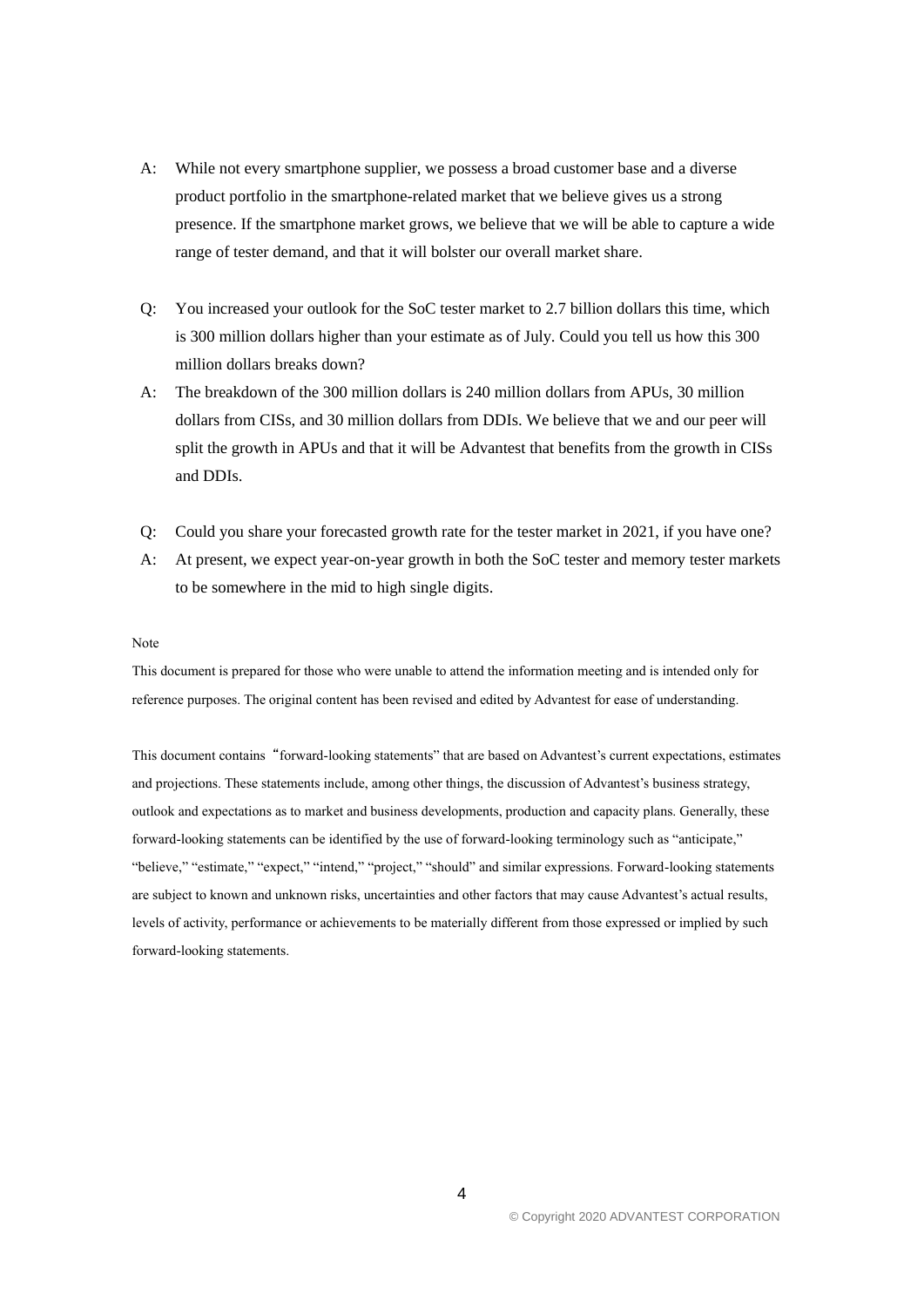A: While not every smartphone supplier, we possess a broad customer base and a diverse product portfolio in the smartphone-related market that we believe gives us a strong presence. If the smartphone market grows, we believe that we will be able to capture a wide range of tester demand, and that it will bolster our overall market share.

Q: You increased your outlook for the SoC tester market to 2.7 billion dollars this time, which is 300 million dollars higher than your estimate as of July. Could you tell us how this 300 million dollars breaks down?

A: The breakdown of the 300 million dollars is 240 million dollars from APUs, 30 million dollars from CISs, and 30 million dollars from DDIs. We believe that we and our peer will split the growth in APUs and that it will be Advantest that benefits from the growth in CISs and DDIs.

Q: Could you share your forecasted growth rate for the tester market in 2021, if you have one?

A: At present, we expect year-on-year growth in both the SoC tester and memory tester markets to be somewhere in the mid to high single digits.

Note

This document is prepared for those who were unable to attend the information meeting and is intended only for reference purposes. The original content has been revised and edited by Advantest for ease of understanding.

This document contains "forward-looking statements" that are based on Advantest's current expectations, estimates and projections. These statements include, among other things, the discussion of Advantest's business strategy, outlook and expectations as to market and business developments, production and capacity plans. Generally, these forward-looking statements can be identified by the use of forward-looking terminology such as "anticipate," "believe," "estimate," "expect," "intend," "project," "should" and similar expressions. Forward-looking statements are subject to known and unknown risks, uncertainties and other factors that may cause Advantest's actual results, levels of activity, performance or achievements to be materially different from those expressed or implied by such forward-looking statements.

© Copyright 2020 ADVANTEST CORPORATION